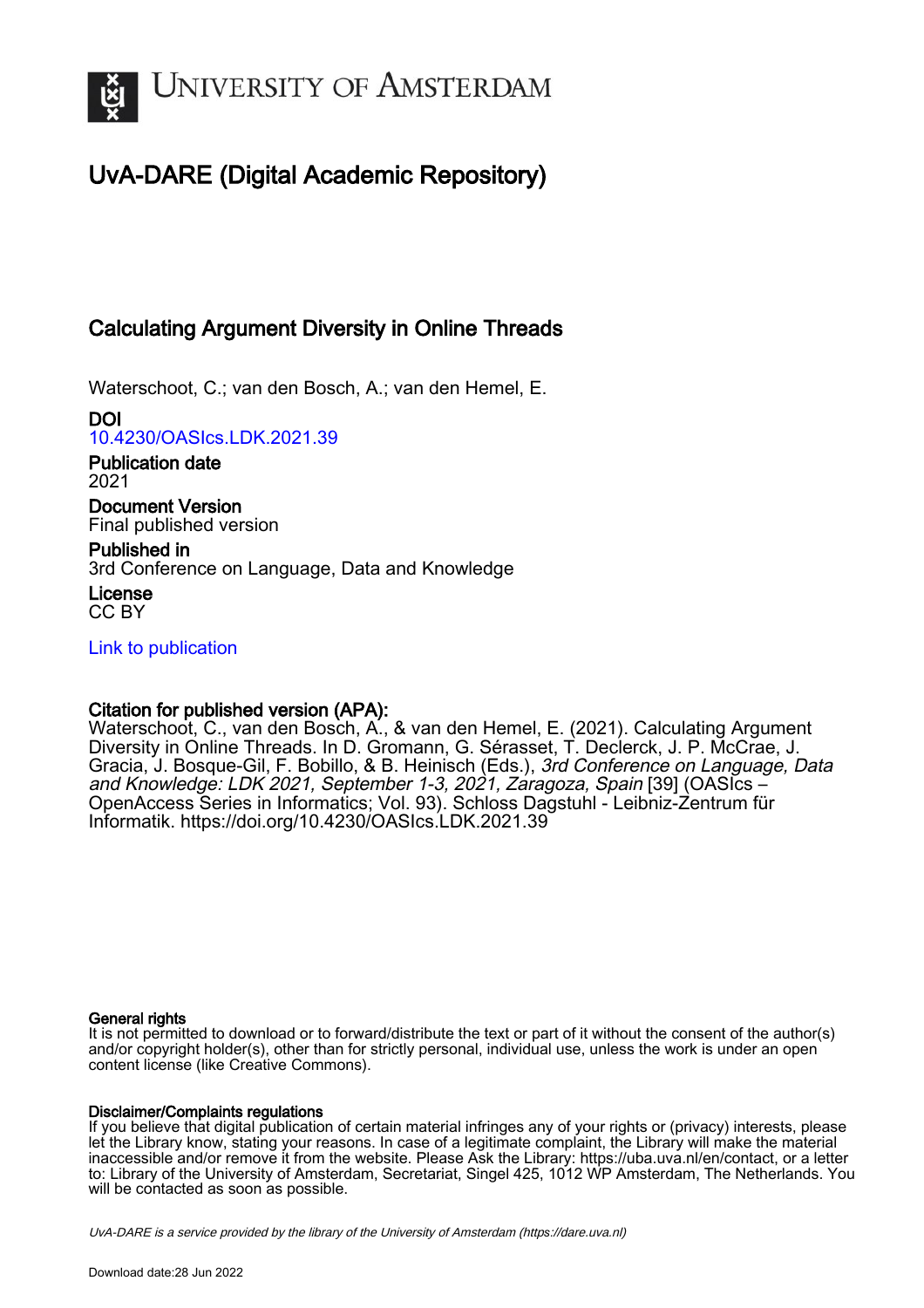# UvA-DARE (Digital Academic Repository)

## Calculating Argument Diversity in Online Threads

Waterschoot, C.; van den Bosch, A.; van den Hemel, E.

**DOI**
10.4230/OASIcs.LDK.2021.39

**Publication date**
2021

**Document Version**
Final published version

**Published in**
3rd Conference on Language, Data and Knowledge

**License**
CC BY

Link to publication

**Citation for published version (APA):**
Waterschoot, C., van den Bosch, A., & van den Hemel, E. (2021). Calculating Argument Diversity in Online Threads. In D. Gromann, G. Sérasset, T. Declerck, J. P. McCrae, J. Gracia, J. Bosque-Gil, F. Bobillo, & B. Heinisch (Eds.), *3rd Conference on Language, Data and Knowledge: LDK 2021, September 1-3, 2021, Zaragoza, Spain* [39] (OASIcs – OpenAccess Series in Informatics; Vol. 93). Schloss Dagstuhl - Leibniz-Zentrum für Informatik. https://doi.org/10.4230/OASIcs.LDK.2021.39

**General rights**
It is not permitted to download or to forward/distribute the text or part of it without the consent of the author(s) and/or copyright holder(s), other than for strictly personal, individual use, unless the work is under an open content license (like Creative Commons).

**Disclaimer/Complaints regulations**
If you believe that digital publication of certain material infringes any of your rights or (privacy) interests, please let the Library know, stating your reasons. In case of a legitimate complaint, the Library will make the material inaccessible and/or remove it from the website. Please Ask the Library: https://uba.uva.nl/en/contact, or a letter to: Library of the University of Amsterdam, Secretariat, Singel 425, 1012 WP Amsterdam, The Netherlands. You will be contacted as soon as possible.

UvA-DARE is a service provided by the library of the University of Amsterdam (https://dare.uva.nl)

Download date:28 Jun 2022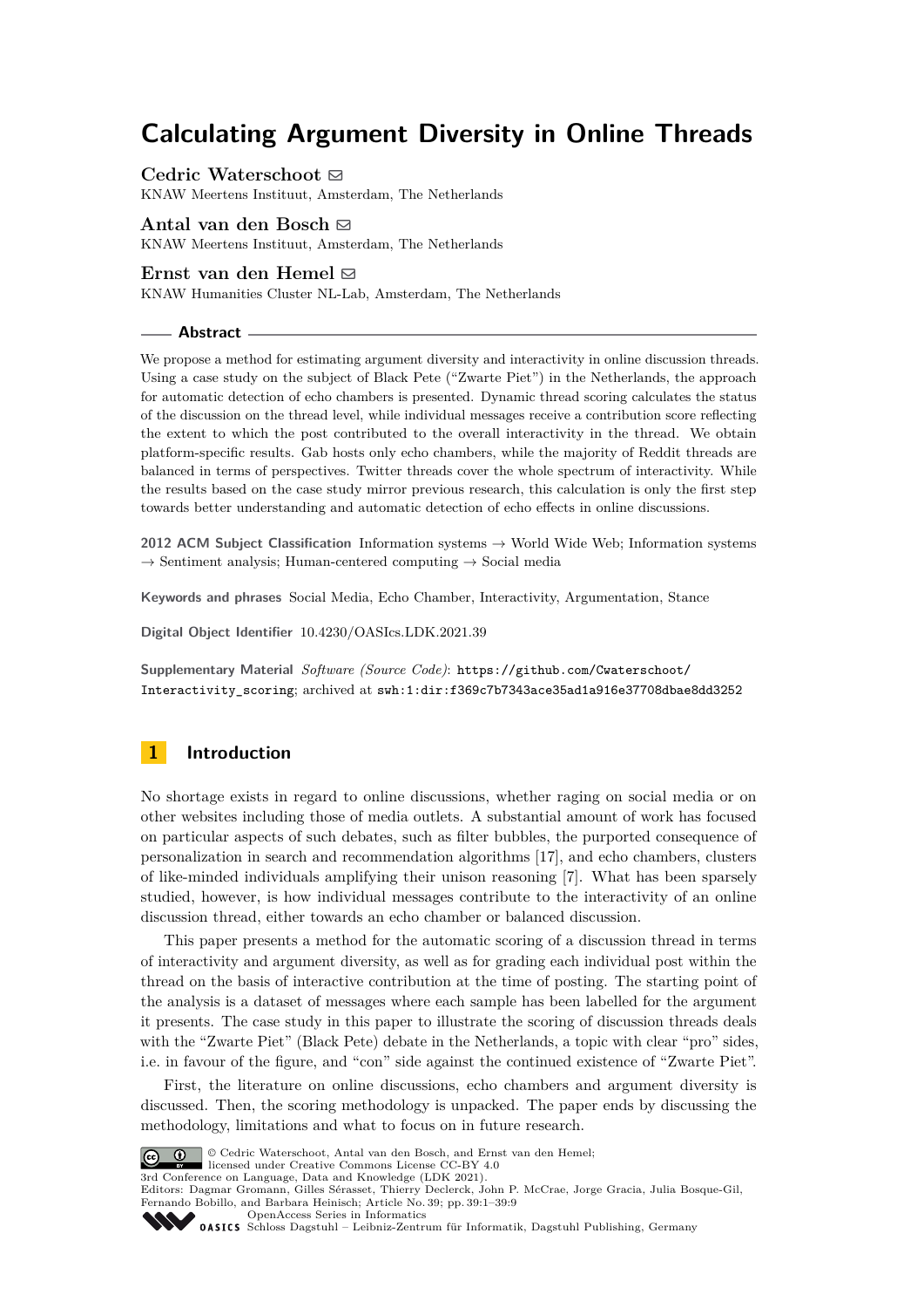# Calculating Argument Diversity in Online Threads

**Cedric Waterschoot** ✉
KNAW Meertens Instituut, Amsterdam, The Netherlands

**Antal van den Bosch** ✉
KNAW Meertens Instituut, Amsterdam, The Netherlands

**Ernst van den Hemel** ✉
KNAW Humanities Cluster NL-Lab, Amsterdam, The Netherlands

## Abstract

We propose a method for estimating argument diversity and interactivity in online discussion threads. Using a case study on the subject of Black Pete ("Zwarte Piet") in the Netherlands, the approach for automatic detection of echo chambers is presented. Dynamic thread scoring calculates the status of the discussion on the thread level, while individual messages receive a contribution score reflecting the extent to which the post contributed to the overall interactivity in the thread. We obtain platform-specific results. Gab hosts only echo chambers, while the majority of Reddit threads are balanced in terms of perspectives. Twitter threads cover the whole spectrum of interactivity. While the results based on the case study mirror previous research, this calculation is only the first step towards better understanding and automatic detection of echo effects in online discussions.

**2012 ACM Subject Classification** Information systems → World Wide Web; Information systems → Sentiment analysis; Human-centered computing → Social media

**Keywords and phrases** Social Media, Echo Chamber, Interactivity, Argumentation, Stance

**Digital Object Identifier** 10.4230/OASIcs.LDK.2021.39

**Supplementary Material** *Software (Source Code)*: `https://github.com/Cwaterschoot/Interactivity_scoring`; archived at `swh:1:dir:f369c7b7343ace35ad1a916e37708dbae8dd3252`

## 1 Introduction

No shortage exists in regard to online discussions, whether raging on social media or on other websites including those of media outlets. A substantial amount of work has focused on particular aspects of such debates, such as filter bubbles, the purported consequence of personalization in search and recommendation algorithms [17], and echo chambers, clusters of like-minded individuals amplifying their unison reasoning [7]. What has been sparsely studied, however, is how individual messages contribute to the interactivity of an online discussion thread, either towards an echo chamber or balanced discussion.

This paper presents a method for the automatic scoring of a discussion thread in terms of interactivity and argument diversity, as well as for grading each individual post within the thread on the basis of interactive contribution at the time of posting. The starting point of the analysis is a dataset of messages where each sample has been labelled for the argument it presents. The case study in this paper to illustrate the scoring of discussion threads deals with the "Zwarte Piet" (Black Pete) debate in the Netherlands, a topic with clear "pro" sides, i.e. in favour of the figure, and "con" side against the continued existence of "Zwarte Piet".

First, the literature on online discussions, echo chambers and argument diversity is discussed. Then, the scoring methodology is unpacked. The paper ends by discussing the methodology, limitations and what to focus on in future research.

© Cedric Waterschoot, Antal van den Bosch, and Ernst van den Hemel; licensed under Creative Commons License CC-BY 4.0
3rd Conference on Language, Data and Knowledge (LDK 2021).
Editors: Dagmar Gromann, Gilles Sérasset, Thierry Declerck, John P. McCrae, Jorge Gracia, Julia Bosque-Gil, Fernando Bobillo, and Barbara Heinisch; Article No. 39; pp. 39:1–39:9
OpenAccess Series in Informatics
Schloss Dagstuhl – Leibniz-Zentrum für Informatik, Dagstuhl Publishing, Germany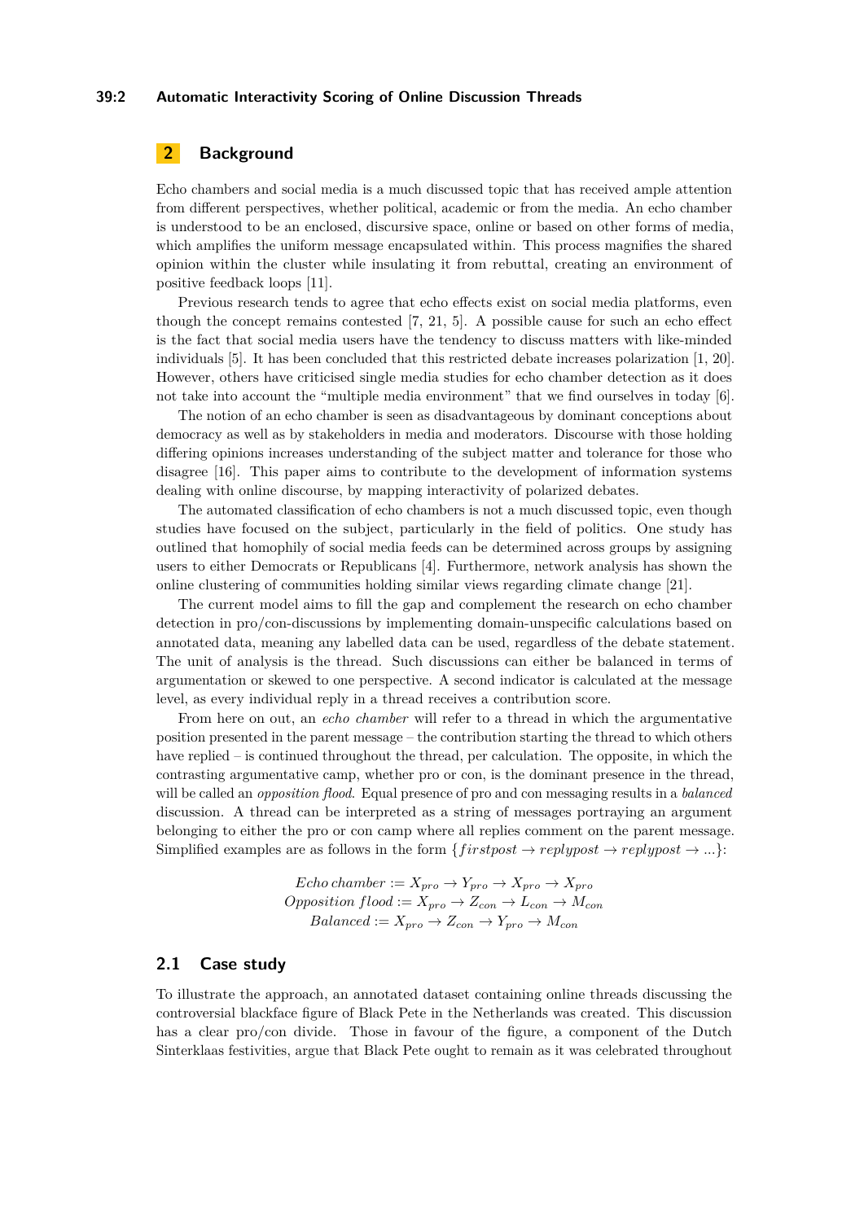## 2 Background

Echo chambers and social media is a much discussed topic that has received ample attention from different perspectives, whether political, academic or from the media. An echo chamber is understood to be an enclosed, discursive space, online or based on other forms of media, which amplifies the uniform message encapsulated within. This process magnifies the shared opinion within the cluster while insulating it from rebuttal, creating an environment of positive feedback loops [11].

Previous research tends to agree that echo effects exist on social media platforms, even though the concept remains contested [7, 21, 5]. A possible cause for such an echo effect is the fact that social media users have the tendency to discuss matters with like-minded individuals [5]. It has been concluded that this restricted debate increases polarization [1, 20]. However, others have criticised single media studies for echo chamber detection as it does not take into account the "multiple media environment" that we find ourselves in today [6].

The notion of an echo chamber is seen as disadvantageous by dominant conceptions about democracy as well as by stakeholders in media and moderators. Discourse with those holding differing opinions increases understanding of the subject matter and tolerance for those who disagree [16]. This paper aims to contribute to the development of information systems dealing with online discourse, by mapping interactivity of polarized debates.

The automated classification of echo chambers is not a much discussed topic, even though studies have focused on the subject, particularly in the field of politics. One study has outlined that homophily of social media feeds can be determined across groups by assigning users to either Democrats or Republicans [4]. Furthermore, network analysis has shown the online clustering of communities holding similar views regarding climate change [21].

The current model aims to fill the gap and complement the research on echo chamber detection in pro/con-discussions by implementing domain-unspecific calculations based on annotated data, meaning any labelled data can be used, regardless of the debate statement. The unit of analysis is the thread. Such discussions can either be balanced in terms of argumentation or skewed to one perspective. A second indicator is calculated at the message level, as every individual reply in a thread receives a contribution score.

From here on out, an *echo chamber* will refer to a thread in which the argumentative position presented in the parent message – the contribution starting the thread to which others have replied – is continued throughout the thread, per calculation. The opposite, in which the contrasting argumentative camp, whether pro or con, is the dominant presence in the thread, will be called an *opposition flood*. Equal presence of pro and con messaging results in a *balanced* discussion. A thread can be interpreted as a string of messages portraying an argument belonging to either the pro or con camp where all replies comment on the parent message. Simplified examples are as follows in the form $\{firstpost \rightarrow replypost \rightarrow replypost \rightarrow ...\}$:

$$Echo\ chamber := X_{pro} \rightarrow Y_{pro} \rightarrow X_{pro} \rightarrow X_{pro}$$
$$Opposition\ flood := X_{pro} \rightarrow Z_{con} \rightarrow L_{con} \rightarrow M_{con}$$
$$Balanced := X_{pro} \rightarrow Z_{con} \rightarrow Y_{pro} \rightarrow M_{con}$$

### 2.1 Case study

To illustrate the approach, an annotated dataset containing online threads discussing the controversial blackface figure of Black Pete in the Netherlands was created. This discussion has a clear pro/con divide. Those in favour of the figure, a component of the Dutch Sinterklaas festivities, argue that Black Pete ought to remain as it was celebrated throughout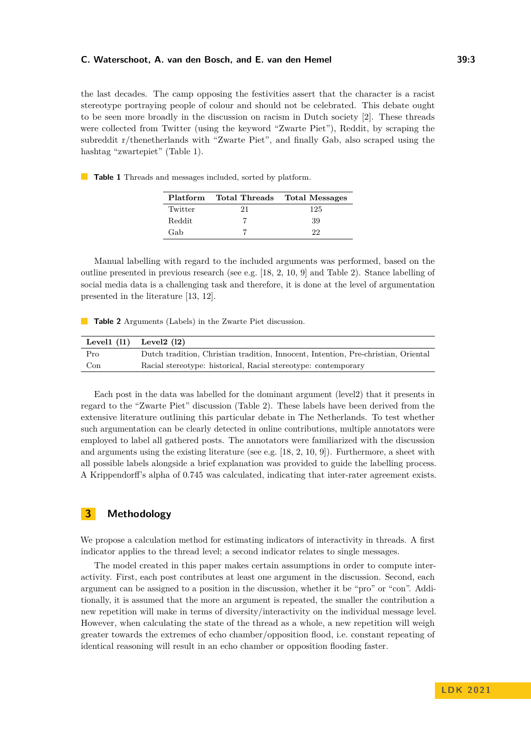the last decades. The camp opposing the festivities assert that the character is a racist stereotype portraying people of colour and should not be celebrated. This debate ought to be seen more broadly in the discussion on racism in Dutch society [2]. These threads were collected from Twitter (using the keyword "Zwarte Piet"), Reddit, by scraping the subreddit r/thenetherlands with "Zwarte Piet", and finally Gab, also scraped using the hashtag "zwartepiet" (Table 1).

**Table 1** Threads and messages included, sorted by platform.

| Platform | Total Threads | Total Messages |
|---|---|---|
| Twitter | 21 | 125 |
| Reddit | 7 | 39 |
| Gab | 7 | 22 |

Manual labelling with regard to the included arguments was performed, based on the outline presented in previous research (see e.g. [18, 2, 10, 9] and Table 2). Stance labelling of social media data is a challenging task and therefore, it is done at the level of argumentation presented in the literature [13, 12].

**Table 2** Arguments (Labels) in the Zwarte Piet discussion.

| Level1 (l1) | Level2 (l2) |
|---|---|
| Pro | Dutch tradition, Christian tradition, Innocent, Intention, Pre-christian, Oriental |
| Con | Racial stereotype: historical, Racial stereotype: contemporary |

Each post in the data was labelled for the dominant argument (level2) that it presents in regard to the "Zwarte Piet" discussion (Table 2). These labels have been derived from the extensive literature outlining this particular debate in The Netherlands. To test whether such argumentation can be clearly detected in online contributions, multiple annotators were employed to label all gathered posts. The annotators were familiarized with the discussion and arguments using the existing literature (see e.g. [18, 2, 10, 9]). Furthermore, a sheet with all possible labels alongside a brief explanation was provided to guide the labelling process. A Krippendorff's alpha of 0.745 was calculated, indicating that inter-rater agreement exists.

## 3 Methodology

We propose a calculation method for estimating indicators of interactivity in threads. A first indicator applies to the thread level; a second indicator relates to single messages.

The model created in this paper makes certain assumptions in order to compute interactivity. First, each post contributes at least one argument in the discussion. Second, each argument can be assigned to a position in the discussion, whether it be "pro" or "con". Additionally, it is assumed that the more an argument is repeated, the smaller the contribution a new repetition will make in terms of diversity/interactivity on the individual message level. However, when calculating the state of the thread as a whole, a new repetition will weigh greater towards the extremes of echo chamber/opposition flood, i.e. constant repeating of identical reasoning will result in an echo chamber or opposition flooding faster.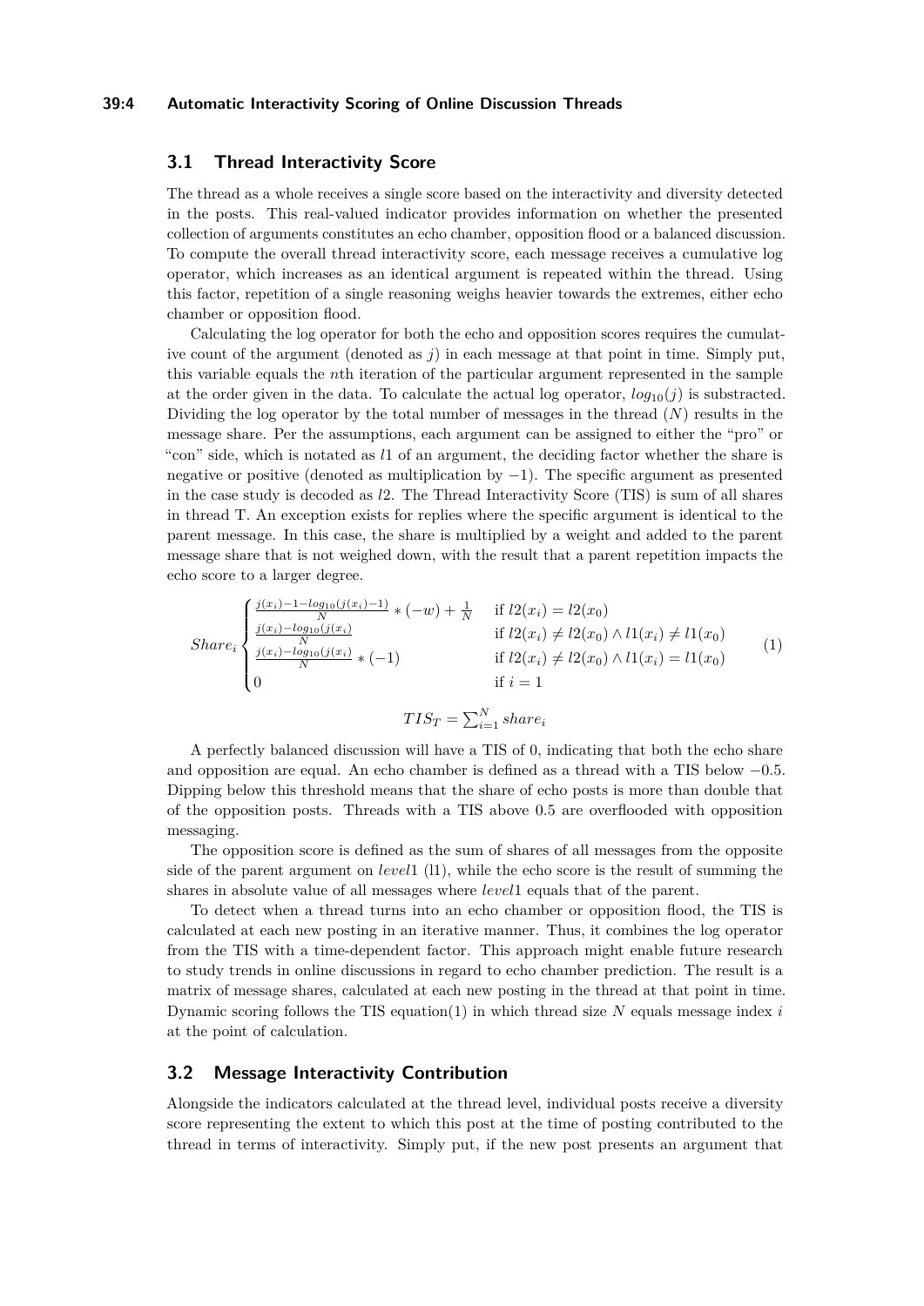## 3.1 Thread Interactivity Score

The thread as a whole receives a single score based on the interactivity and diversity detected in the posts. This real-valued indicator provides information on whether the presented collection of arguments constitutes an echo chamber, opposition flood or a balanced discussion. To compute the overall thread interactivity score, each message receives a cumulative log operator, which increases as an identical argument is repeated within the thread. Using this factor, repetition of a single reasoning weighs heavier towards the extremes, either echo chamber or opposition flood.

Calculating the log operator for both the echo and opposition scores requires the cumulative count of the argument (denoted as $j$) in each message at that point in time. Simply put, this variable equals the $n$th iteration of the particular argument represented in the sample at the order given in the data. To calculate the actual log operator, $log_{10}(j)$ is substracted. Dividing the log operator by the total number of messages in the thread ($N$) results in the message share. Per the assumptions, each argument can be assigned to either the "pro" or "con" side, which is notated as $l1$ of an argument, the deciding factor whether the share is negative or positive (denoted as multiplication by $-1$). The specific argument as presented in the case study is decoded as $l2$. The Thread Interactivity Score (TIS) is sum of all shares in thread T. An exception exists for replies where the specific argument is identical to the parent message. In this case, the share is multiplied by a weight and added to the parent message share that is not weighed down, with the result that a parent repetition impacts the echo score to a larger degree.

$$Share_i \begin{cases} \frac{j(x_i)-1-log_{10}(j(x_i)-1)}{N} * (-w) + \frac{1}{N} & \text{if } l2(x_i) = l2(x_0) \\ \frac{j(x_i)-log_{10}(j(x_i))}{N} & \text{if } l2(x_i) \neq l2(x_0) \wedge l1(x_i) \neq l1(x_0) \\ \frac{j(x_i)-log_{10}(j(x_i))}{N} * (-1) & \text{if } l2(x_i) \neq l2(x_0) \wedge l1(x_i) = l1(x_0) \\ 0 & \text{if } i = 1 \end{cases} \tag{1}$$

$$TIS_T = \sum_{i=1}^{N} share_i$$

A perfectly balanced discussion will have a TIS of 0, indicating that both the echo share and opposition are equal. An echo chamber is defined as a thread with a TIS below $-0.5$. Dipping below this threshold means that the share of echo posts is more than double that of the opposition posts. Threads with a TIS above 0.5 are overflooded with opposition messaging.

The opposition score is defined as the sum of shares of all messages from the opposite side of the parent argument on $level1$ (l1), while the echo score is the result of summing the shares in absolute value of all messages where $level1$ equals that of the parent.

To detect when a thread turns into an echo chamber or opposition flood, the TIS is calculated at each new posting in an iterative manner. Thus, it combines the log operator from the TIS with a time-dependent factor. This approach might enable future research to study trends in online discussions in regard to echo chamber prediction. The result is a matrix of message shares, calculated at each new posting in the thread at that point in time. Dynamic scoring follows the TIS equation(1) in which thread size $N$ equals message index $i$ at the point of calculation.

## 3.2 Message Interactivity Contribution

Alongside the indicators calculated at the thread level, individual posts receive a diversity score representing the extent to which this post at the time of posting contributed to the thread in terms of interactivity. Simply put, if the new post presents an argument that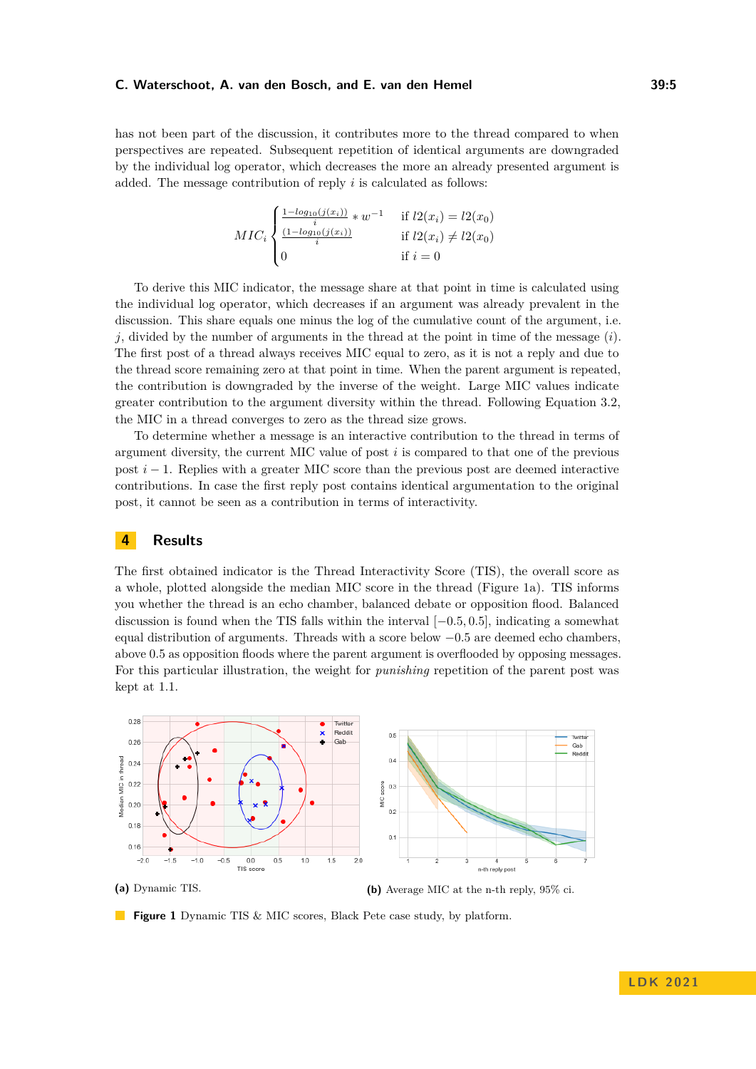has not been part of the discussion, it contributes more to the thread compared to when perspectives are repeated. Subsequent repetition of identical arguments are downgraded by the individual log operator, which decreases the more an already presented argument is added. The message contribution of reply $i$ is calculated as follows:

$$MIC_i \begin{cases} \frac{1-log_{10}(j(x_i))}{i} * w^{-1} & \text{if } l2(x_i) = l2(x_0) \\ \frac{(1-log_{10}(j(x_i))}{i} & \text{if } l2(x_i) \neq l2(x_0) \\ 0 & \text{if } i = 0 \end{cases}$$

To derive this MIC indicator, the message share at that point in time is calculated using the individual log operator, which decreases if an argument was already prevalent in the discussion. This share equals one minus the log of the cumulative count of the argument, i.e. $j$, divided by the number of arguments in the thread at the point in time of the message ($i$). The first post of a thread always receives MIC equal to zero, as it is not a reply and due to the thread score remaining zero at that point in time. When the parent argument is repeated, the contribution is downgraded by the inverse of the weight. Large MIC values indicate greater contribution to the argument diversity within the thread. Following Equation 3.2, the MIC in a thread converges to zero as the thread size grows.

To determine whether a message is an interactive contribution to the thread in terms of argument diversity, the current MIC value of post $i$ is compared to that one of the previous post $i-1$. Replies with a greater MIC score than the previous post are deemed interactive contributions. In case the first reply post contains identical argumentation to the original post, it cannot be seen as a contribution in terms of interactivity.

## 4 Results

The first obtained indicator is the Thread Interactivity Score (TIS), the overall score as a whole, plotted alongside the median MIC score in the thread (Figure 1a). TIS informs you whether the thread is an echo chamber, balanced debate or opposition flood. Balanced discussion is found when the TIS falls within the interval $[-0.5, 0.5]$, indicating a somewhat equal distribution of arguments. Threads with a score below $-0.5$ are deemed echo chambers, above 0.5 as opposition floods where the parent argument is overflooded by opposing messages. For this particular illustration, the weight for *punishing* repetition of the parent post was kept at 1.1.

**(a)** Dynamic TIS.

**(b)** Average MIC at the n-th reply, 95% ci.

**Figure 1** Dynamic TIS & MIC scores, Black Pete case study, by platform.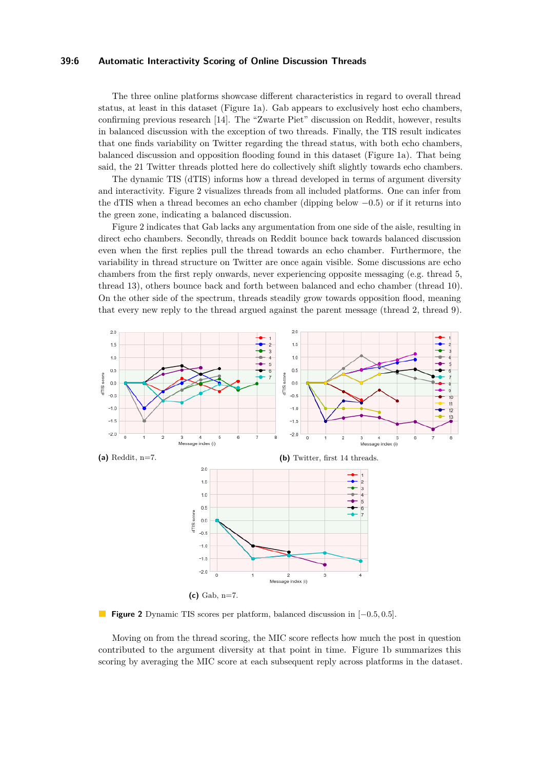The three online platforms showcase different characteristics in regard to overall thread status, at least in this dataset (Figure 1a). Gab appears to exclusively host echo chambers, confirming previous research [14]. The "Zwarte Piet" discussion on Reddit, however, results in balanced discussion with the exception of two threads. Finally, the TIS result indicates that one finds variability on Twitter regarding the thread status, with both echo chambers, balanced discussion and opposition flooding found in this dataset (Figure 1a). That being said, the 21 Twitter threads plotted here do collectively shift slightly towards echo chambers.

The dynamic TIS (dTIS) informs how a thread developed in terms of argument diversity and interactivity. Figure 2 visualizes threads from all included platforms. One can infer from the dTIS when a thread becomes an echo chamber (dipping below $-0.5$) or if it returns into the green zone, indicating a balanced discussion.

Figure 2 indicates that Gab lacks any argumentation from one side of the aisle, resulting in direct echo chambers. Secondly, threads on Reddit bounce back towards balanced discussion even when the first replies pull the thread towards an echo chamber. Furthermore, the variability in thread structure on Twitter are once again visible. Some discussions are echo chambers from the first reply onwards, never experiencing opposite messaging (e.g. thread 5, thread 13), others bounce back and forth between balanced and echo chamber (thread 10). On the other side of the spectrum, threads steadily grow towards opposition flood, meaning that every new reply to the thread argued against the parent message (thread 2, thread 9).

**(a)** Reddit, n=7.

**(b)** Twitter, first 14 threads.

**(c)** Gab, n=7.

**Figure 2** Dynamic TIS scores per platform, balanced discussion in $[-0.5, 0.5]$.

Moving on from the thread scoring, the MIC score reflects how much the post in question contributed to the argument diversity at that point in time. Figure 1b summarizes this scoring by averaging the MIC score at each subsequent reply across platforms in the dataset.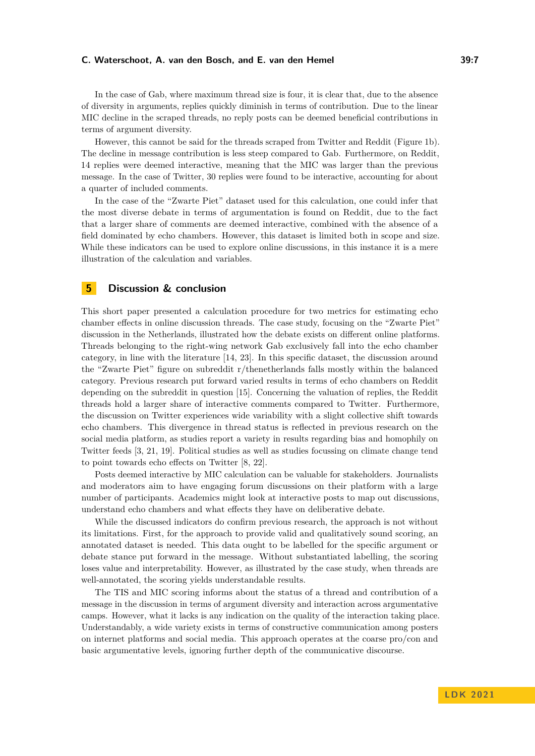In the case of Gab, where maximum thread size is four, it is clear that, due to the absence of diversity in arguments, replies quickly diminish in terms of contribution. Due to the linear MIC decline in the scraped threads, no reply posts can be deemed beneficial contributions in terms of argument diversity.

However, this cannot be said for the threads scraped from Twitter and Reddit (Figure 1b). The decline in message contribution is less steep compared to Gab. Furthermore, on Reddit, 14 replies were deemed interactive, meaning that the MIC was larger than the previous message. In the case of Twitter, 30 replies were found to be interactive, accounting for about a quarter of included comments.

In the case of the "Zwarte Piet" dataset used for this calculation, one could infer that the most diverse debate in terms of argumentation is found on Reddit, due to the fact that a larger share of comments are deemed interactive, combined with the absence of a field dominated by echo chambers. However, this dataset is limited both in scope and size. While these indicators can be used to explore online discussions, in this instance it is a mere illustration of the calculation and variables.

## 5 Discussion & conclusion

This short paper presented a calculation procedure for two metrics for estimating echo chamber effects in online discussion threads. The case study, focusing on the "Zwarte Piet" discussion in the Netherlands, illustrated how the debate exists on different online platforms. Threads belonging to the right-wing network Gab exclusively fall into the echo chamber category, in line with the literature [14, 23]. In this specific dataset, the discussion around the "Zwarte Piet" figure on subreddit r/thenetherlands falls mostly within the balanced category. Previous research put forward varied results in terms of echo chambers on Reddit depending on the subreddit in question [15]. Concerning the valuation of replies, the Reddit threads hold a larger share of interactive comments compared to Twitter. Furthermore, the discussion on Twitter experiences wide variability with a slight collective shift towards echo chambers. This divergence in thread status is reflected in previous research on the social media platform, as studies report a variety in results regarding bias and homophily on Twitter feeds [3, 21, 19]. Political studies as well as studies focussing on climate change tend to point towards echo effects on Twitter [8, 22].

Posts deemed interactive by MIC calculation can be valuable for stakeholders. Journalists and moderators aim to have engaging forum discussions on their platform with a large number of participants. Academics might look at interactive posts to map out discussions, understand echo chambers and what effects they have on deliberative debate.

While the discussed indicators do confirm previous research, the approach is not without its limitations. First, for the approach to provide valid and qualitatively sound scoring, an annotated dataset is needed. This data ought to be labelled for the specific argument or debate stance put forward in the message. Without substantiated labelling, the scoring loses value and interpretability. However, as illustrated by the case study, when threads are well-annotated, the scoring yields understandable results.

The TIS and MIC scoring informs about the status of a thread and contribution of a message in the discussion in terms of argument diversity and interaction across argumentative camps. However, what it lacks is any indication on the quality of the interaction taking place. Understandably, a wide variety exists in terms of constructive communication among posters on internet platforms and social media. This approach operates at the coarse pro/con and basic argumentative levels, ignoring further depth of the communicative discourse.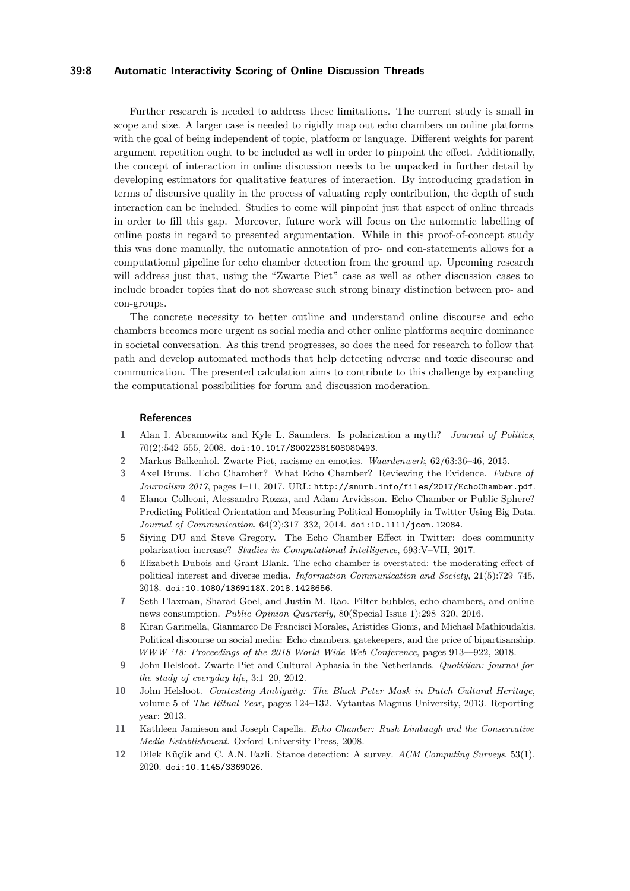Further research is needed to address these limitations. The current study is small in scope and size. A larger case is needed to rigidly map out echo chambers on online platforms with the goal of being independent of topic, platform or language. Different weights for parent argument repetition ought to be included as well in order to pinpoint the effect. Additionally, the concept of interaction in online discussion needs to be unpacked in further detail by developing estimators for qualitative features of interaction. By introducing gradation in terms of discursive quality in the process of valuating reply contribution, the depth of such interaction can be included. Studies to come will pinpoint just that aspect of online threads in order to fill this gap. Moreover, future work will focus on the automatic labelling of online posts in regard to presented argumentation. While in this proof-of-concept study this was done manually, the automatic annotation of pro- and con-statements allows for a computational pipeline for echo chamber detection from the ground up. Upcoming research will address just that, using the "Zwarte Piet" case as well as other discussion cases to include broader topics that do not showcase such strong binary distinction between pro- and con-groups.

The concrete necessity to better outline and understand online discourse and echo chambers becomes more urgent as social media and other online platforms acquire dominance in societal conversation. As this trend progresses, so does the need for research to follow that path and develop automated methods that help detecting adverse and toxic discourse and communication. The presented calculation aims to contribute to this challenge by expanding the computational possibilities for forum and discussion moderation.

## References

1. Alan I. Abramowitz and Kyle L. Saunders. Is polarization a myth? *Journal of Politics*, 70(2):542–555, 2008. doi:10.1017/S0022381608080493.
2. Markus Balkenhol. Zwarte Piet, racisme en emoties. *Waardenwerk*, 62/63:36–46, 2015.
3. Axel Bruns. Echo Chamber? What Echo Chamber? Reviewing the Evidence. *Future of Journalism 2017*, pages 1–11, 2017. URL: http://snurb.info/files/2017/EchoChamber.pdf.
4. Elanor Colleoni, Alessandro Rozza, and Adam Arvidsson. Echo Chamber or Public Sphere? Predicting Political Orientation and Measuring Political Homophily in Twitter Using Big Data. *Journal of Communication*, 64(2):317–332, 2014. doi:10.1111/jcom.12084.
5. Siying DU and Steve Gregory. The Echo Chamber Effect in Twitter: does community polarization increase? *Studies in Computational Intelligence*, 693:V–VII, 2017.
6. Elizabeth Dubois and Grant Blank. The echo chamber is overstated: the moderating effect of political interest and diverse media. *Information Communication and Society*, 21(5):729–745, 2018. doi:10.1080/1369118X.2018.1428656.
7. Seth Flaxman, Sharad Goel, and Justin M. Rao. Filter bubbles, echo chambers, and online news consumption. *Public Opinion Quarterly*, 80(Special Issue 1):298–320, 2016.
8. Kiran Garimella, Gianmarco De Francisci Morales, Aristides Gionis, and Michael Mathioudakis. Political discourse on social media: Echo chambers, gatekeepers, and the price of bipartisanship. *WWW '18: Proceedings of the 2018 World Wide Web Conference*, pages 913—922, 2018.
9. John Helsloot. Zwarte Piet and Cultural Aphasia in the Netherlands. *Quotidian: journal for the study of everyday life*, 3:1–20, 2012.
10. John Helsloot. *Contesting Ambiguity: The Black Peter Mask in Dutch Cultural Heritage*, volume 5 of *The Ritual Year*, pages 124–132. Vytautas Magnus University, 2013. Reporting year: 2013.
11. Kathleen Jamieson and Joseph Capella. *Echo Chamber: Rush Limbaugh and the Conservative Media Establishment*. Oxford University Press, 2008.
12. Dilek Küçük and C. A.N. Fazli. Stance detection: A survey. *ACM Computing Surveys*, 53(1), 2020. doi:10.1145/3369026.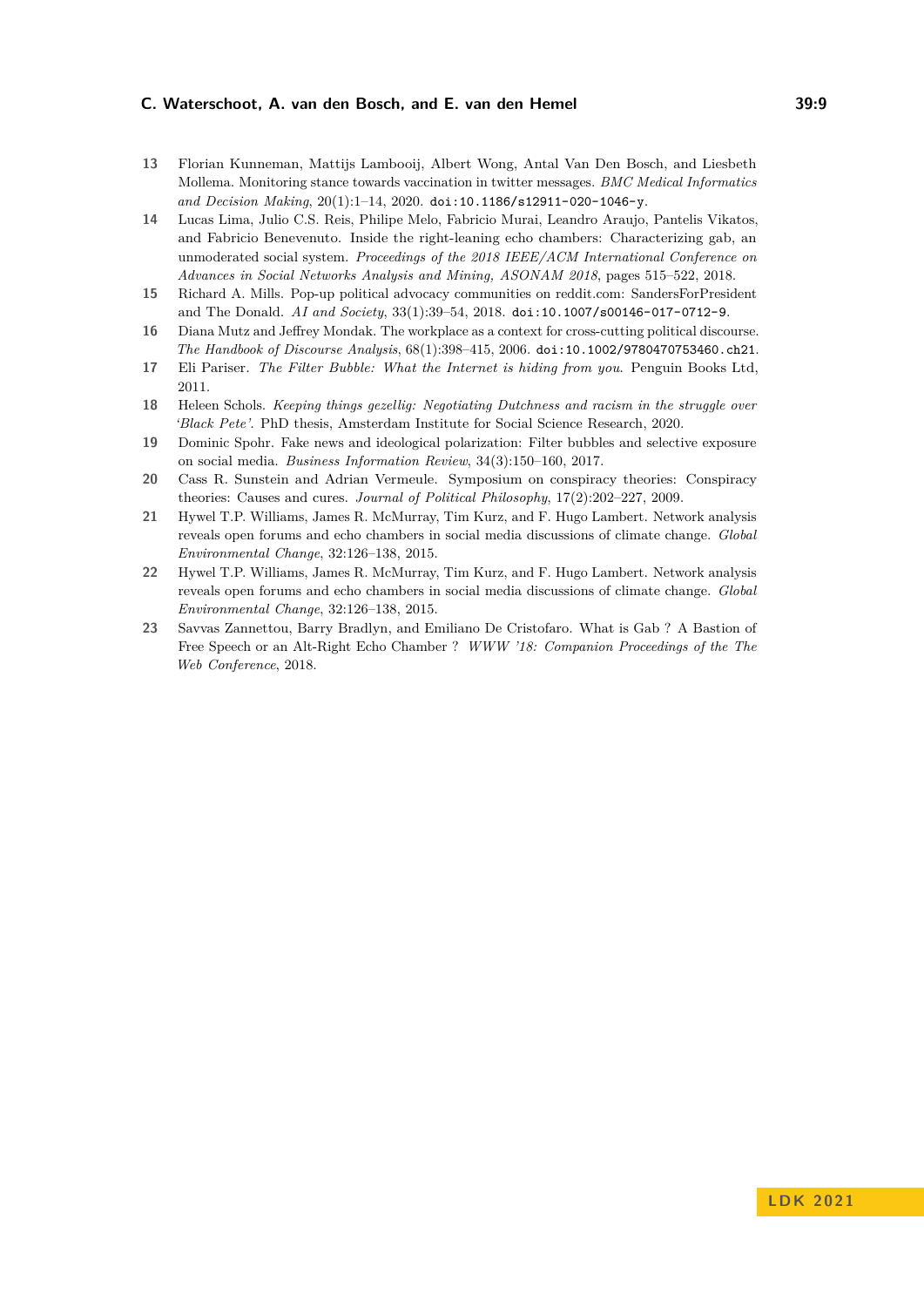13 Florian Kunneman, Mattijs Lambooij, Albert Wong, Antal Van Den Bosch, and Liesbeth Mollema. Monitoring stance towards vaccination in twitter messages. *BMC Medical Informatics and Decision Making*, 20(1):1–14, 2020. doi:10.1186/s12911-020-1046-y.

14 Lucas Lima, Julio C.S. Reis, Philipe Melo, Fabricio Murai, Leandro Araujo, Pantelis Vikatos, and Fabricio Benevenuto. Inside the right-leaning echo chambers: Characterizing gab, an unmoderated social system. *Proceedings of the 2018 IEEE/ACM International Conference on Advances in Social Networks Analysis and Mining, ASONAM 2018*, pages 515–522, 2018.

15 Richard A. Mills. Pop-up political advocacy communities on reddit.com: SandersForPresident and The Donald. *AI and Society*, 33(1):39–54, 2018. doi:10.1007/s00146-017-0712-9.

16 Diana Mutz and Jeffrey Mondak. The workplace as a context for cross-cutting political discourse. *The Handbook of Discourse Analysis*, 68(1):398–415, 2006. doi:10.1002/9780470753460.ch21.

17 Eli Pariser. *The Filter Bubble: What the Internet is hiding from you*. Penguin Books Ltd, 2011.

18 Heleen Schols. *Keeping things gezellig: Negotiating Dutchness and racism in the struggle over 'Black Pete'*. PhD thesis, Amsterdam Institute for Social Science Research, 2020.

19 Dominic Spohr. Fake news and ideological polarization: Filter bubbles and selective exposure on social media. *Business Information Review*, 34(3):150–160, 2017.

20 Cass R. Sunstein and Adrian Vermeule. Symposium on conspiracy theories: Conspiracy theories: Causes and cures. *Journal of Political Philosophy*, 17(2):202–227, 2009.

21 Hywel T.P. Williams, James R. McMurray, Tim Kurz, and F. Hugo Lambert. Network analysis reveals open forums and echo chambers in social media discussions of climate change. *Global Environmental Change*, 32:126–138, 2015.

22 Hywel T.P. Williams, James R. McMurray, Tim Kurz, and F. Hugo Lambert. Network analysis reveals open forums and echo chambers in social media discussions of climate change. *Global Environmental Change*, 32:126–138, 2015.

23 Savvas Zannettou, Barry Bradlyn, and Emiliano De Cristofaro. What is Gab ? A Bastion of Free Speech or an Alt-Right Echo Chamber ? *WWW '18: Companion Proceedings of the The Web Conference*, 2018.